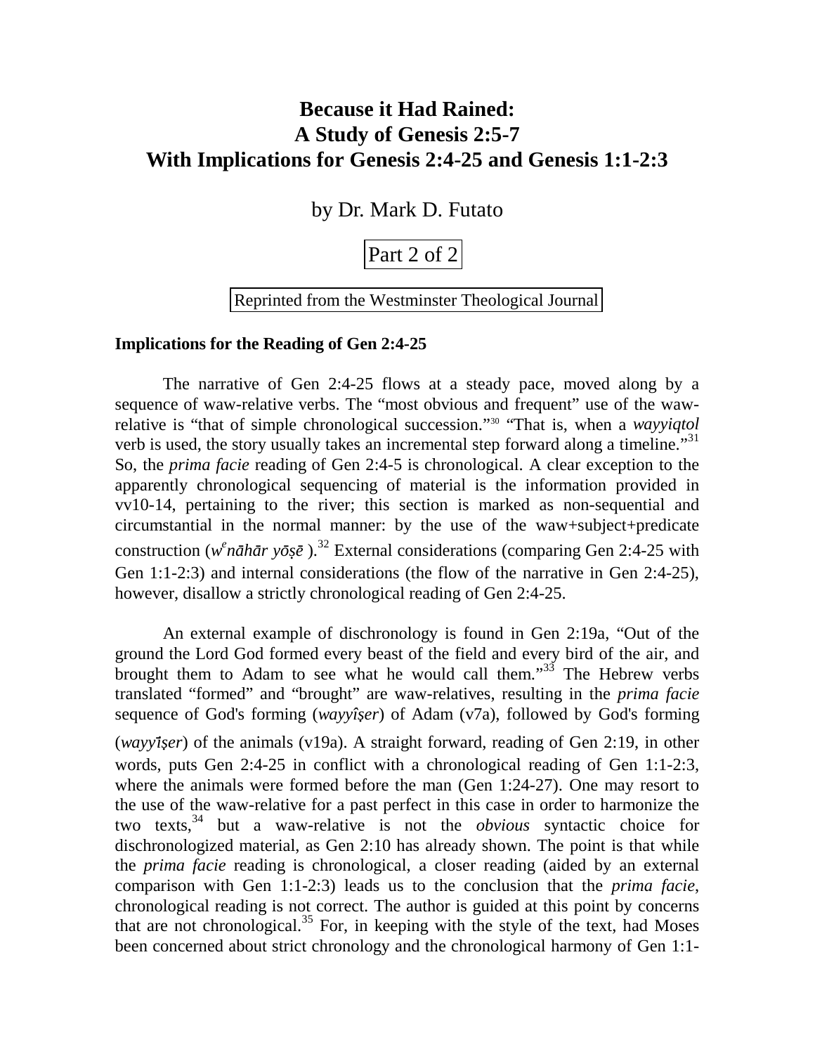# Because it Had Rained:
# A Study of Genesis 2:5-7
# With Implications for Genesis 2:4-25 and Genesis 1:1-2:3

by Dr. Mark D. Futato

Part 2 of 2

Reprinted from the Westminster Theological Journal

### Implications for the Reading of Gen 2:4-25

The narrative of Gen 2:4-25 flows at a steady pace, moved along by a sequence of waw-relative verbs. The "most obvious and frequent" use of the waw-relative is "that of simple chronological succession."[30] "That is, when a *wayyiqtol* verb is used, the story usually takes an incremental step forward along a timeline."[31] So, the *prima facie* reading of Gen 2:4-5 is chronological. A clear exception to the apparently chronological sequencing of material is the information provided in vv10-14, pertaining to the river; this section is marked as non-sequential and circumstantial in the normal manner: by the use of the waw+subject+predicate construction (*wᵉnāhār yōṣē* ).[32] External considerations (comparing Gen 2:4-25 with Gen 1:1-2:3) and internal considerations (the flow of the narrative in Gen 2:4-25), however, disallow a strictly chronological reading of Gen 2:4-25.

An external example of dischronology is found in Gen 2:19a, "Out of the ground the Lord God formed every beast of the field and every bird of the air, and brought them to Adam to see what he would call them."[33] The Hebrew verbs translated "formed" and "brought" are waw-relatives, resulting in the *prima facie* sequence of God's forming (*wayyîṣer*) of Adam (v7a), followed by God's forming (*wayyīṣer*) of the animals (v19a). A straight forward, reading of Gen 2:19, in other words, puts Gen 2:4-25 in conflict with a chronological reading of Gen 1:1-2:3, where the animals were formed before the man (Gen 1:24-27). One may resort to the use of the waw-relative for a past perfect in this case in order to harmonize the two texts,[34] but a waw-relative is not the *obvious* syntactic choice for dischronologized material, as Gen 2:10 has already shown. The point is that while the *prima facie* reading is chronological, a closer reading (aided by an external comparison with Gen 1:1-2:3) leads us to the conclusion that the *prima facie*, chronological reading is not correct. The author is guided at this point by concerns that are not chronological.[35] For, in keeping with the style of the text, had Moses been concerned about strict chronology and the chronological harmony of Gen 1:1-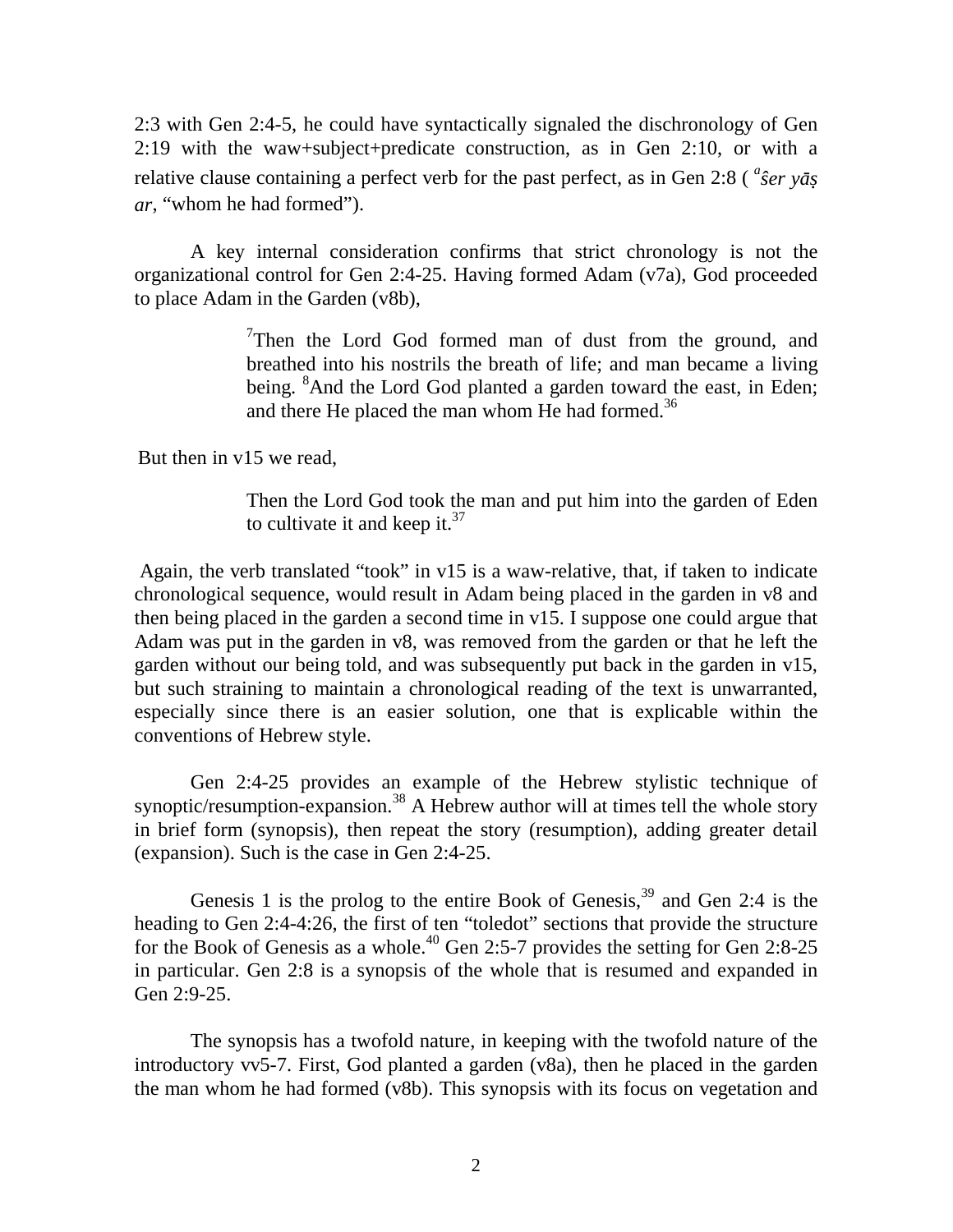2:3 with Gen 2:4-5, he could have syntactically signaled the dischronology of Gen 2:19 with the waw+subject+predicate construction, as in Gen 2:10, or with a relative clause containing a perfect verb for the past perfect, as in Gen 2:8 ( *ᵃšer yāṣar*, "whom he had formed").

A key internal consideration confirms that strict chronology is not the organizational control for Gen 2:4-25. Having formed Adam (v7a), God proceeded to place Adam in the Garden (v8b),

> [7]Then the Lord God formed man of dust from the ground, and breathed into his nostrils the breath of life; and man became a living being. [8]And the Lord God planted a garden toward the east, in Eden; and there He placed the man whom He had formed.[36]

But then in v15 we read,

> Then the Lord God took the man and put him into the garden of Eden to cultivate it and keep it.[37]

Again, the verb translated "took" in v15 is a waw-relative, that, if taken to indicate chronological sequence, would result in Adam being placed in the garden in v8 and then being placed in the garden a second time in v15. I suppose one could argue that Adam was put in the garden in v8, was removed from the garden or that he left the garden without our being told, and was subsequently put back in the garden in v15, but such straining to maintain a chronological reading of the text is unwarranted, especially since there is an easier solution, one that is explicable within the conventions of Hebrew style.

Gen 2:4-25 provides an example of the Hebrew stylistic technique of synoptic/resumption-expansion.[38] A Hebrew author will at times tell the whole story in brief form (synopsis), then repeat the story (resumption), adding greater detail (expansion). Such is the case in Gen 2:4-25.

Genesis 1 is the prolog to the entire Book of Genesis,[39] and Gen 2:4 is the heading to Gen 2:4-4:26, the first of ten "toledot" sections that provide the structure for the Book of Genesis as a whole.[40] Gen 2:5-7 provides the setting for Gen 2:8-25 in particular. Gen 2:8 is a synopsis of the whole that is resumed and expanded in Gen 2:9-25.

The synopsis has a twofold nature, in keeping with the twofold nature of the introductory vv5-7. First, God planted a garden (v8a), then he placed in the garden the man whom he had formed (v8b). This synopsis with its focus on vegetation and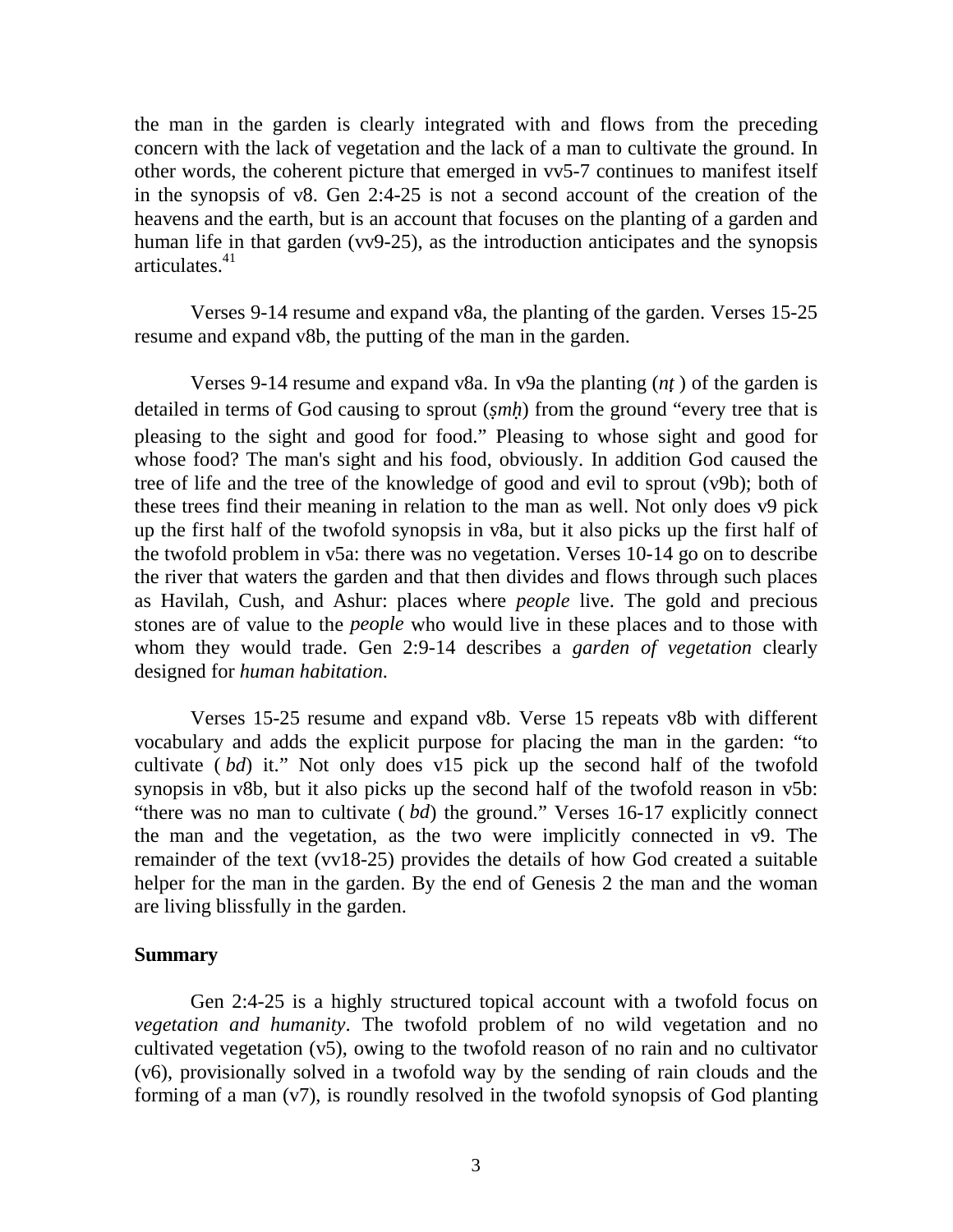the man in the garden is clearly integrated with and flows from the preceding concern with the lack of vegetation and the lack of a man to cultivate the ground. In other words, the coherent picture that emerged in vv5-7 continues to manifest itself in the synopsis of v8. Gen 2:4-25 is not a second account of the creation of the heavens and the earth, but is an account that focuses on the planting of a garden and human life in that garden (vv9-25), as the introduction anticipates and the synopsis articulates.[41]

Verses 9-14 resume and expand v8a, the planting of the garden. Verses 15-25 resume and expand v8b, the putting of the man in the garden.

Verses 9-14 resume and expand v8a. In v9a the planting (*nṭ* ) of the garden is detailed in terms of God causing to sprout (*ṣmḥ*) from the ground "every tree that is pleasing to the sight and good for food." Pleasing to whose sight and good for whose food? The man's sight and his food, obviously. In addition God caused the tree of life and the tree of the knowledge of good and evil to sprout (v9b); both of these trees find their meaning in relation to the man as well. Not only does v9 pick up the first half of the twofold synopsis in v8a, but it also picks up the first half of the twofold problem in v5a: there was no vegetation. Verses 10-14 go on to describe the river that waters the garden and that then divides and flows through such places as Havilah, Cush, and Ashur: places where *people* live. The gold and precious stones are of value to the *people* who would live in these places and to those with whom they would trade. Gen 2:9-14 describes a *garden of vegetation* clearly designed for *human habitation.*

Verses 15-25 resume and expand v8b. Verse 15 repeats v8b with different vocabulary and adds the explicit purpose for placing the man in the garden: "to cultivate ( *bd*) it." Not only does v15 pick up the second half of the twofold synopsis in v8b, but it also picks up the second half of the twofold reason in v5b: "there was no man to cultivate ( *bd*) the ground." Verses 16-17 explicitly connect the man and the vegetation, as the two were implicitly connected in v9. The remainder of the text (vv18-25) provides the details of how God created a suitable helper for the man in the garden. By the end of Genesis 2 the man and the woman are living blissfully in the garden.

**Summary**

Gen 2:4-25 is a highly structured topical account with a twofold focus on *vegetation and humanity*. The twofold problem of no wild vegetation and no cultivated vegetation (v5), owing to the twofold reason of no rain and no cultivator (v6), provisionally solved in a twofold way by the sending of rain clouds and the forming of a man (v7), is roundly resolved in the twofold synopsis of God planting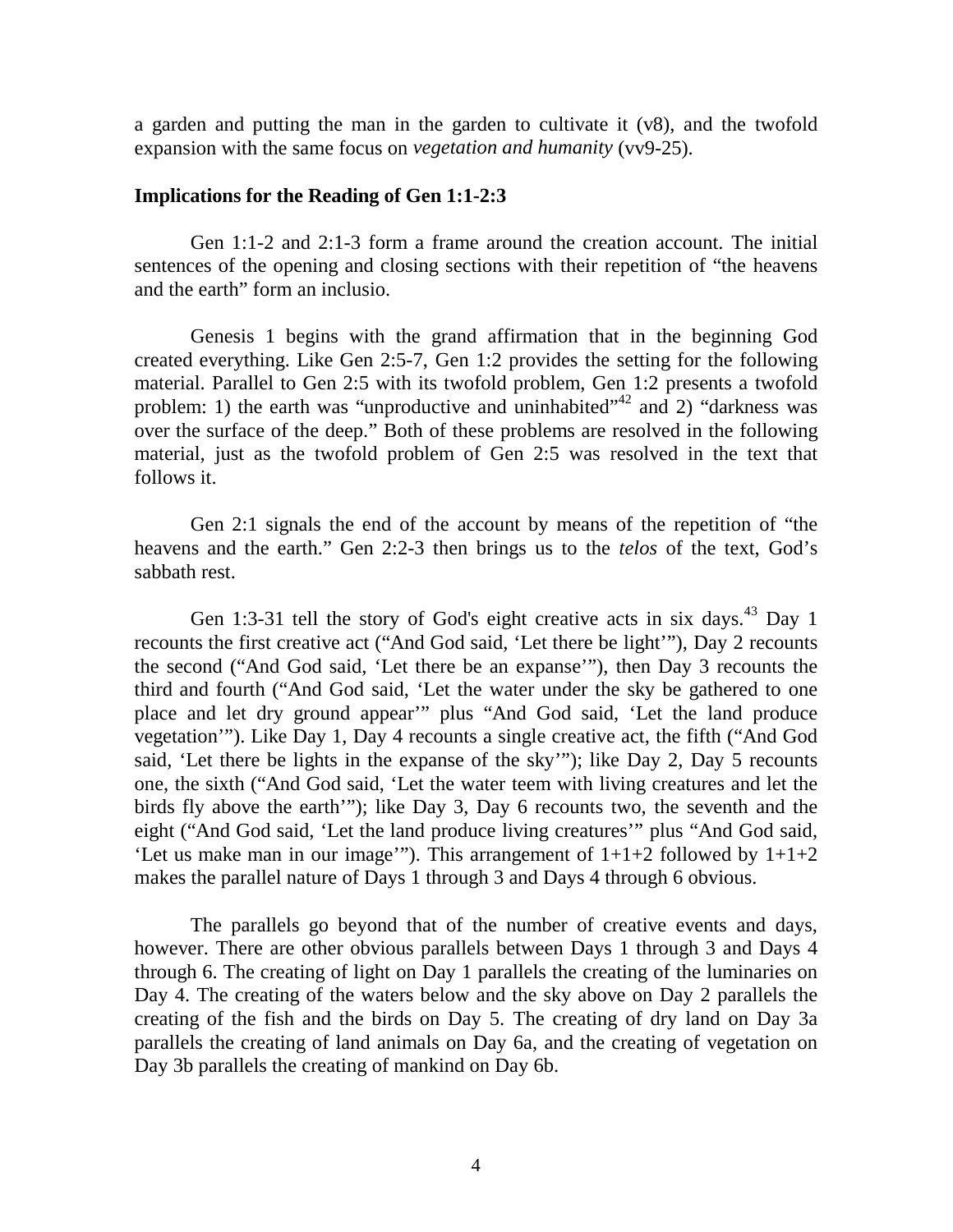a garden and putting the man in the garden to cultivate it (v8), and the twofold expansion with the same focus on *vegetation and humanity* (vv9-25).

**Implications for the Reading of Gen 1:1-2:3**

Gen 1:1-2 and 2:1-3 form a frame around the creation account. The initial sentences of the opening and closing sections with their repetition of "the heavens and the earth" form an inclusio.

Genesis 1 begins with the grand affirmation that in the beginning God created everything. Like Gen 2:5-7, Gen 1:2 provides the setting for the following material. Parallel to Gen 2:5 with its twofold problem, Gen 1:2 presents a twofold problem: 1) the earth was "unproductive and uninhabited"[42] and 2) "darkness was over the surface of the deep." Both of these problems are resolved in the following material, just as the twofold problem of Gen 2:5 was resolved in the text that follows it.

Gen 2:1 signals the end of the account by means of the repetition of "the heavens and the earth." Gen 2:2-3 then brings us to the *telos* of the text, God's sabbath rest.

Gen 1:3-31 tell the story of God's eight creative acts in six days.[43] Day 1 recounts the first creative act ("And God said, 'Let there be light'"), Day 2 recounts the second ("And God said, 'Let there be an expanse'"), then Day 3 recounts the third and fourth ("And God said, 'Let the water under the sky be gathered to one place and let dry ground appear'" plus "And God said, 'Let the land produce vegetation'"). Like Day 1, Day 4 recounts a single creative act, the fifth ("And God said, 'Let there be lights in the expanse of the sky'"); like Day 2, Day 5 recounts one, the sixth ("And God said, 'Let the water teem with living creatures and let the birds fly above the earth'"); like Day 3, Day 6 recounts two, the seventh and the eight ("And God said, 'Let the land produce living creatures'" plus "And God said, 'Let us make man in our image'"). This arrangement of 1+1+2 followed by 1+1+2 makes the parallel nature of Days 1 through 3 and Days 4 through 6 obvious.

The parallels go beyond that of the number of creative events and days, however. There are other obvious parallels between Days 1 through 3 and Days 4 through 6. The creating of light on Day 1 parallels the creating of the luminaries on Day 4. The creating of the waters below and the sky above on Day 2 parallels the creating of the fish and the birds on Day 5. The creating of dry land on Day 3a parallels the creating of land animals on Day 6a, and the creating of vegetation on Day 3b parallels the creating of mankind on Day 6b.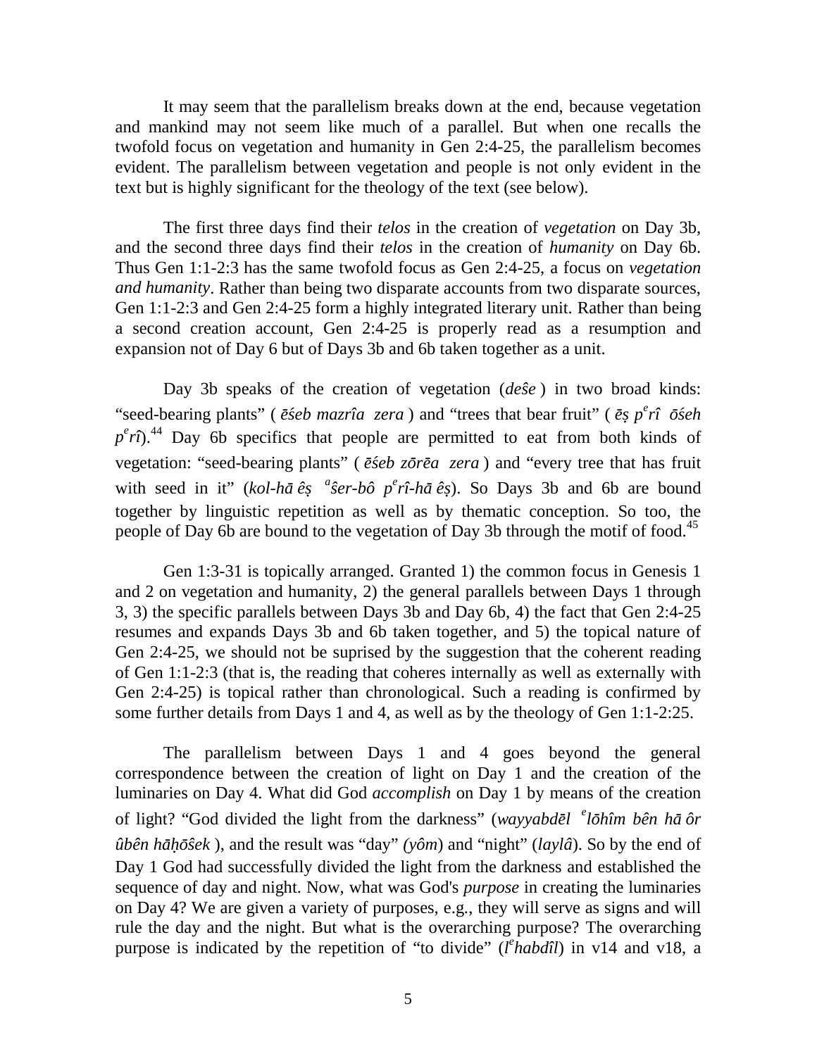It may seem that the parallelism breaks down at the end, because vegetation and mankind may not seem like much of a parallel. But when one recalls the twofold focus on vegetation and humanity in Gen 2:4-25, the parallelism becomes evident. The parallelism between vegetation and people is not only evident in the text but is highly significant for the theology of the text (see below).

The first three days find their *telos* in the creation of *vegetation* on Day 3b, and the second three days find their *telos* in the creation of *humanity* on Day 6b. Thus Gen 1:1-2:3 has the same twofold focus as Gen 2:4-25, a focus on *vegetation and humanity*. Rather than being two disparate accounts from two disparate sources, Gen 1:1-2:3 and Gen 2:4-25 form a highly integrated literary unit. Rather than being a second creation account, Gen 2:4-25 is properly read as a resumption and expansion not of Day 6 but of Days 3b and 6b taken together as a unit.

Day 3b speaks of the creation of vegetation (*deše*) in two broad kinds: "seed-bearing plants" (*ēśeb mazrîa zera*) and "trees that bear fruit" (*ēṣ p^e rî ōśeh p^e rî*).[44] Day 6b specifics that people are permitted to eat from both kinds of vegetation: "seed-bearing plants" (*ēśeb zōrēa zera*) and "every tree that has fruit with seed in it" (*kol-hā êṣ ^a šer-bô p^e rî-hā êṣ*). So Days 3b and 6b are bound together by linguistic repetition as well as by thematic conception. So too, the people of Day 6b are bound to the vegetation of Day 3b through the motif of food.[45]

Gen 1:3-31 is topically arranged. Granted 1) the common focus in Genesis 1 and 2 on vegetation and humanity, 2) the general parallels between Days 1 through 3, 3) the specific parallels between Days 3b and Day 6b, 4) the fact that Gen 2:4-25 resumes and expands Days 3b and 6b taken together, and 5) the topical nature of Gen 2:4-25, we should not be suprised by the suggestion that the coherent reading of Gen 1:1-2:3 (that is, the reading that coheres internally as well as externally with Gen 2:4-25) is topical rather than chronological. Such a reading is confirmed by some further details from Days 1 and 4, as well as by the theology of Gen 1:1-2:25.

The parallelism between Days 1 and 4 goes beyond the general correspondence between the creation of light on Day 1 and the creation of the luminaries on Day 4. What did God *accomplish* on Day 1 by means of the creation of light? "God divided the light from the darkness" (*wayyabdēl ^e lōhîm bên hā ôr ûbên hāḥōšek*), and the result was "day" *(yôm*) and "night" (*laylâ*). So by the end of Day 1 God had successfully divided the light from the darkness and established the sequence of day and night. Now, what was God's *purpose* in creating the luminaries on Day 4? We are given a variety of purposes, e.g., they will serve as signs and will rule the day and the night. But what is the overarching purpose? The overarching purpose is indicated by the repetition of "to divide" (*l^e habdîl*) in v14 and v18, a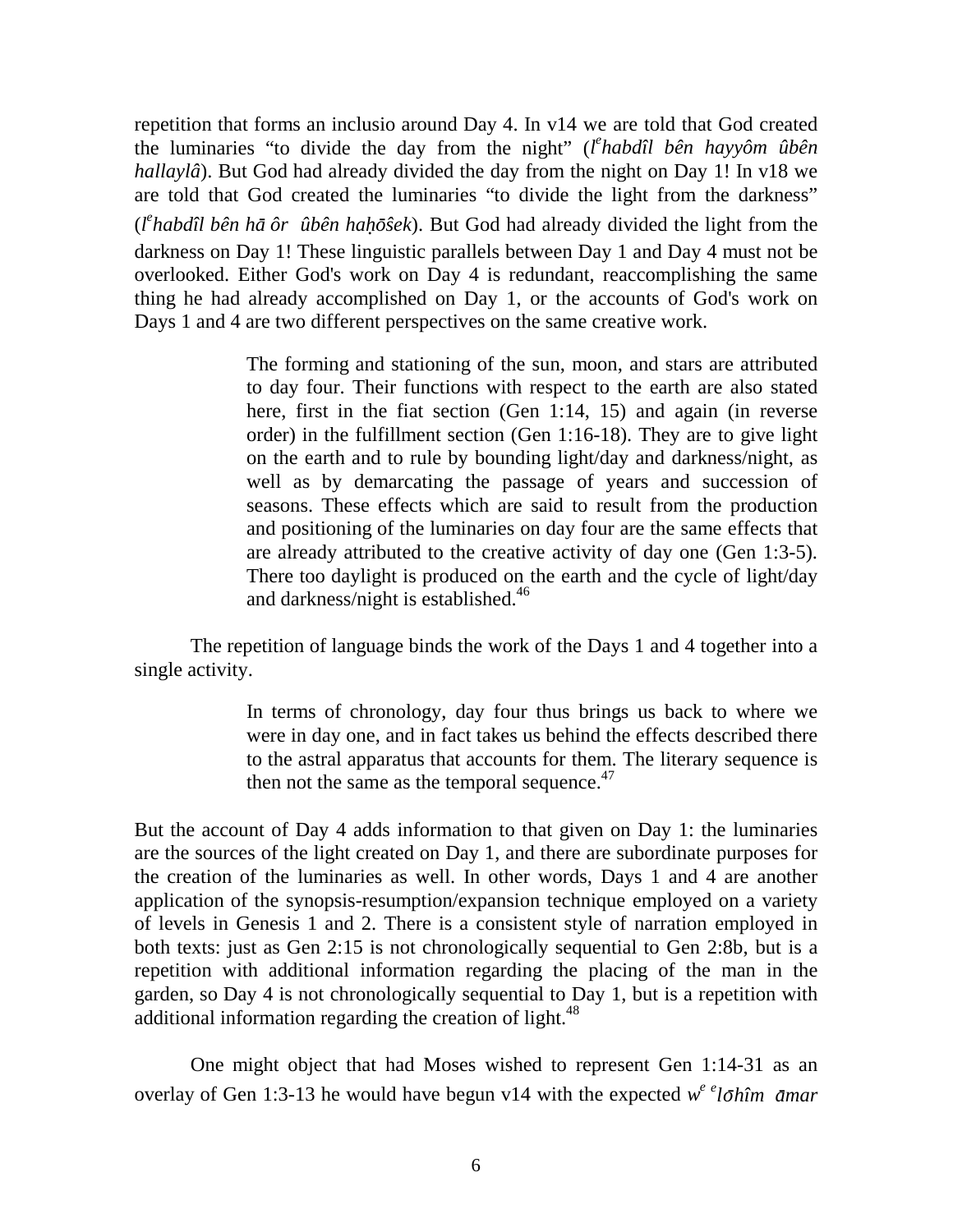repetition that forms an inclusio around Day 4. In v14 we are told that God created the luminaries "to divide the day from the night" (*l<sup>e</sup>habdîl bên hayyôm ûbên hallaylâ*). But God had already divided the day from the night on Day 1! In v18 we are told that God created the luminaries "to divide the light from the darkness" (*l<sup>e</sup>habdîl bên hā ôr ûbên haḥōŝek*). But God had already divided the light from the darkness on Day 1! These linguistic parallels between Day 1 and Day 4 must not be overlooked. Either God's work on Day 4 is redundant, reaccomplishing the same thing he had already accomplished on Day 1, or the accounts of God's work on Days 1 and 4 are two different perspectives on the same creative work.

> The forming and stationing of the sun, moon, and stars are attributed to day four. Their functions with respect to the earth are also stated here, first in the fiat section (Gen 1:14, 15) and again (in reverse order) in the fulfillment section (Gen 1:16-18). They are to give light on the earth and to rule by bounding light/day and darkness/night, as well as by demarcating the passage of years and succession of seasons. These effects which are said to result from the production and positioning of the luminaries on day four are the same effects that are already attributed to the creative activity of day one (Gen 1:3-5). There too daylight is produced on the earth and the cycle of light/day and darkness/night is established.[46]

The repetition of language binds the work of the Days 1 and 4 together into a single activity.

> In terms of chronology, day four thus brings us back to where we were in day one, and in fact takes us behind the effects described there to the astral apparatus that accounts for them. The literary sequence is then not the same as the temporal sequence.[47]

But the account of Day 4 adds information to that given on Day 1: the luminaries are the sources of the light created on Day 1, and there are subordinate purposes for the creation of the luminaries as well. In other words, Days 1 and 4 are another application of the synopsis-resumption/expansion technique employed on a variety of levels in Genesis 1 and 2. There is a consistent style of narration employed in both texts: just as Gen 2:15 is not chronologically sequential to Gen 2:8b, but is a repetition with additional information regarding the placing of the man in the garden, so Day 4 is not chronologically sequential to Day 1, but is a repetition with additional information regarding the creation of light.[48]

One might object that had Moses wished to represent Gen 1:14-31 as an overlay of Gen 1:3-13 he would have begun v14 with the expected *w<sup>e e</sup>lōhîm āmar*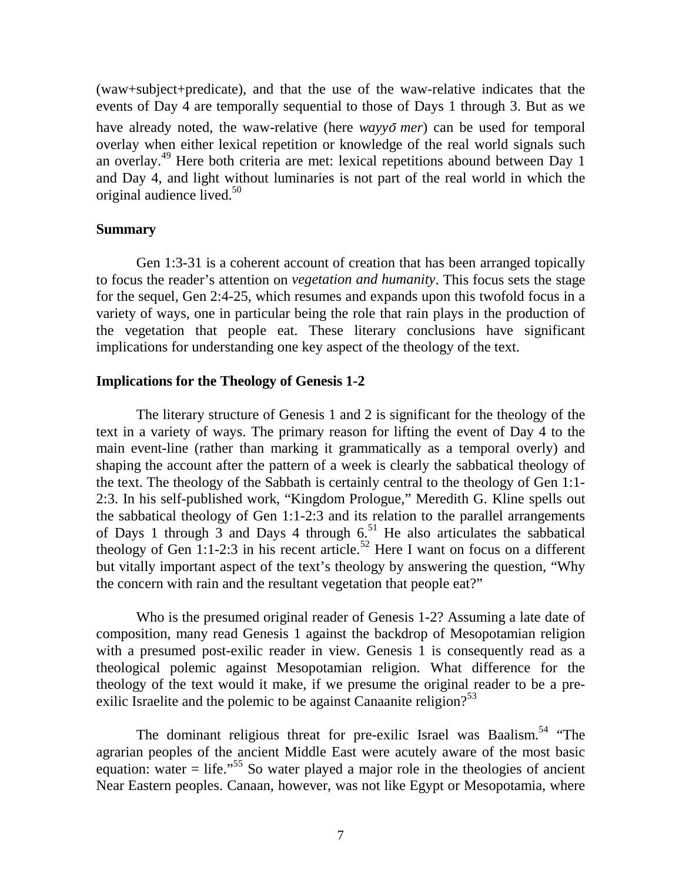(waw+subject+predicate), and that the use of the waw-relative indicates that the events of Day 4 are temporally sequential to those of Days 1 through 3. But as we have already noted, the waw-relative (here *wayyō̄ mer*) can be used for temporal overlay when either lexical repetition or knowledge of the real world signals such an overlay.[49] Here both criteria are met: lexical repetitions abound between Day 1 and Day 4, and light without luminaries is not part of the real world in which the original audience lived.[50]

### Summary

Gen 1:3-31 is a coherent account of creation that has been arranged topically to focus the reader's attention on *vegetation and humanity*. This focus sets the stage for the sequel, Gen 2:4-25, which resumes and expands upon this twofold focus in a variety of ways, one in particular being the role that rain plays in the production of the vegetation that people eat. These literary conclusions have significant implications for understanding one key aspect of the theology of the text.

### Implications for the Theology of Genesis 1-2

The literary structure of Genesis 1 and 2 is significant for the theology of the text in a variety of ways. The primary reason for lifting the event of Day 4 to the main event-line (rather than marking it grammatically as a temporal overly) and shaping the account after the pattern of a week is clearly the sabbatical theology of the text. The theology of the Sabbath is certainly central to the theology of Gen 1:1-2:3. In his self-published work, "Kingdom Prologue," Meredith G. Kline spells out the sabbatical theology of Gen 1:1-2:3 and its relation to the parallel arrangements of Days 1 through 3 and Days 4 through 6.[51] He also articulates the sabbatical theology of Gen 1:1-2:3 in his recent article.[52] Here I want on focus on a different but vitally important aspect of the text's theology by answering the question, "Why the concern with rain and the resultant vegetation that people eat?"

Who is the presumed original reader of Genesis 1-2? Assuming a late date of composition, many read Genesis 1 against the backdrop of Mesopotamian religion with a presumed post-exilic reader in view. Genesis 1 is consequently read as a theological polemic against Mesopotamian religion. What difference for the theology of the text would it make, if we presume the original reader to be a pre-exilic Israelite and the polemic to be against Canaanite religion?[53]

The dominant religious threat for pre-exilic Israel was Baalism.[54] "The agrarian peoples of the ancient Middle East were acutely aware of the most basic equation: water = life."[55] So water played a major role in the theologies of ancient Near Eastern peoples. Canaan, however, was not like Egypt or Mesopotamia, where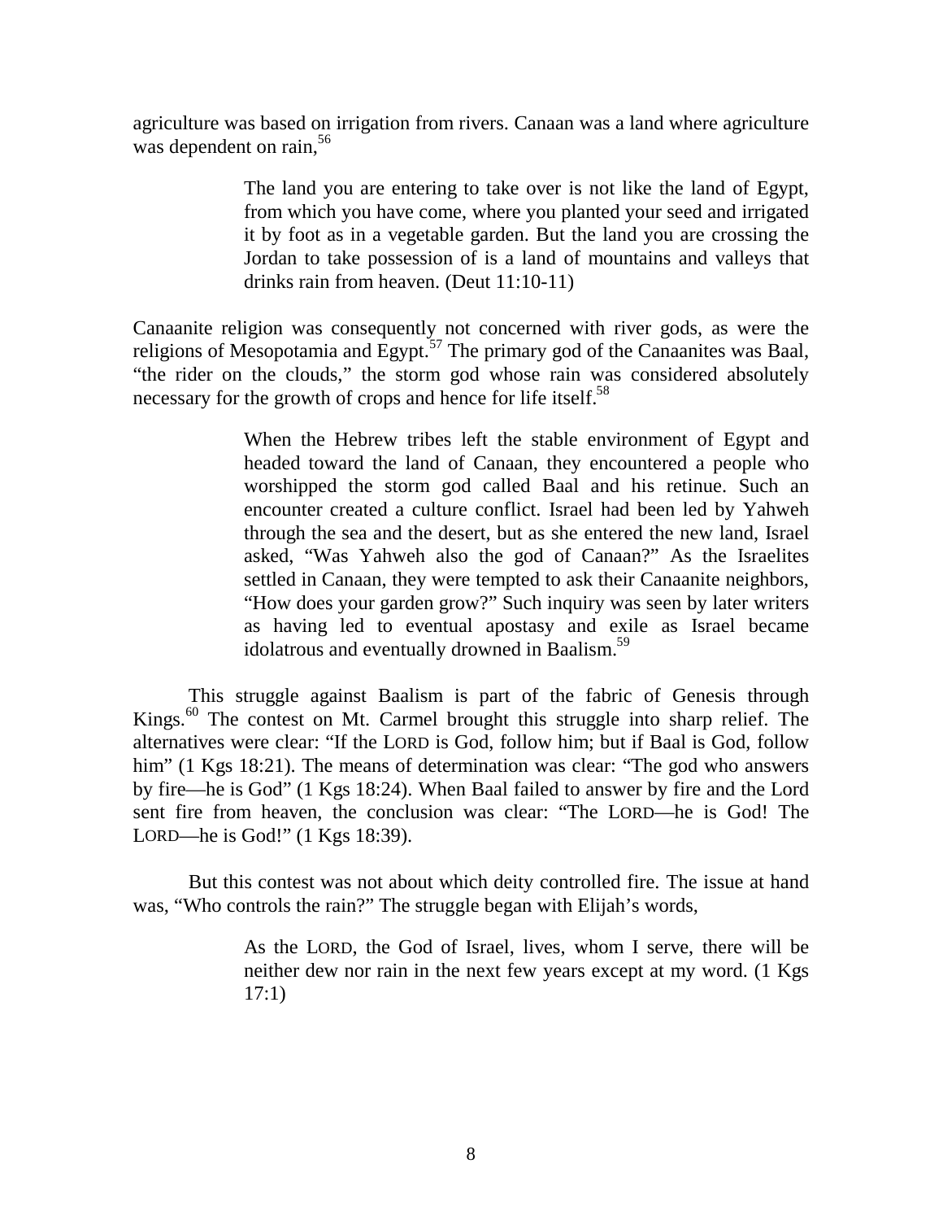agriculture was based on irrigation from rivers. Canaan was a land where agriculture was dependent on rain,[56]

> The land you are entering to take over is not like the land of Egypt, from which you have come, where you planted your seed and irrigated it by foot as in a vegetable garden. But the land you are crossing the Jordan to take possession of is a land of mountains and valleys that drinks rain from heaven. (Deut 11:10-11)

Canaanite religion was consequently not concerned with river gods, as were the religions of Mesopotamia and Egypt.[57] The primary god of the Canaanites was Baal, "the rider on the clouds," the storm god whose rain was considered absolutely necessary for the growth of crops and hence for life itself.[58]

> When the Hebrew tribes left the stable environment of Egypt and headed toward the land of Canaan, they encountered a people who worshipped the storm god called Baal and his retinue. Such an encounter created a culture conflict. Israel had been led by Yahweh through the sea and the desert, but as she entered the new land, Israel asked, "Was Yahweh also the god of Canaan?" As the Israelites settled in Canaan, they were tempted to ask their Canaanite neighbors, "How does your garden grow?" Such inquiry was seen by later writers as having led to eventual apostasy and exile as Israel became idolatrous and eventually drowned in Baalism.[59]

This struggle against Baalism is part of the fabric of Genesis through Kings.[60] The contest on Mt. Carmel brought this struggle into sharp relief. The alternatives were clear: "If the LORD is God, follow him; but if Baal is God, follow him" (1 Kgs 18:21). The means of determination was clear: "The god who answers by fire—he is God" (1 Kgs 18:24). When Baal failed to answer by fire and the Lord sent fire from heaven, the conclusion was clear: "The LORD—he is God! The LORD—he is God!" (1 Kgs 18:39).

But this contest was not about which deity controlled fire. The issue at hand was, "Who controls the rain?" The struggle began with Elijah's words,

> As the LORD, the God of Israel, lives, whom I serve, there will be neither dew nor rain in the next few years except at my word. (1 Kgs 17:1)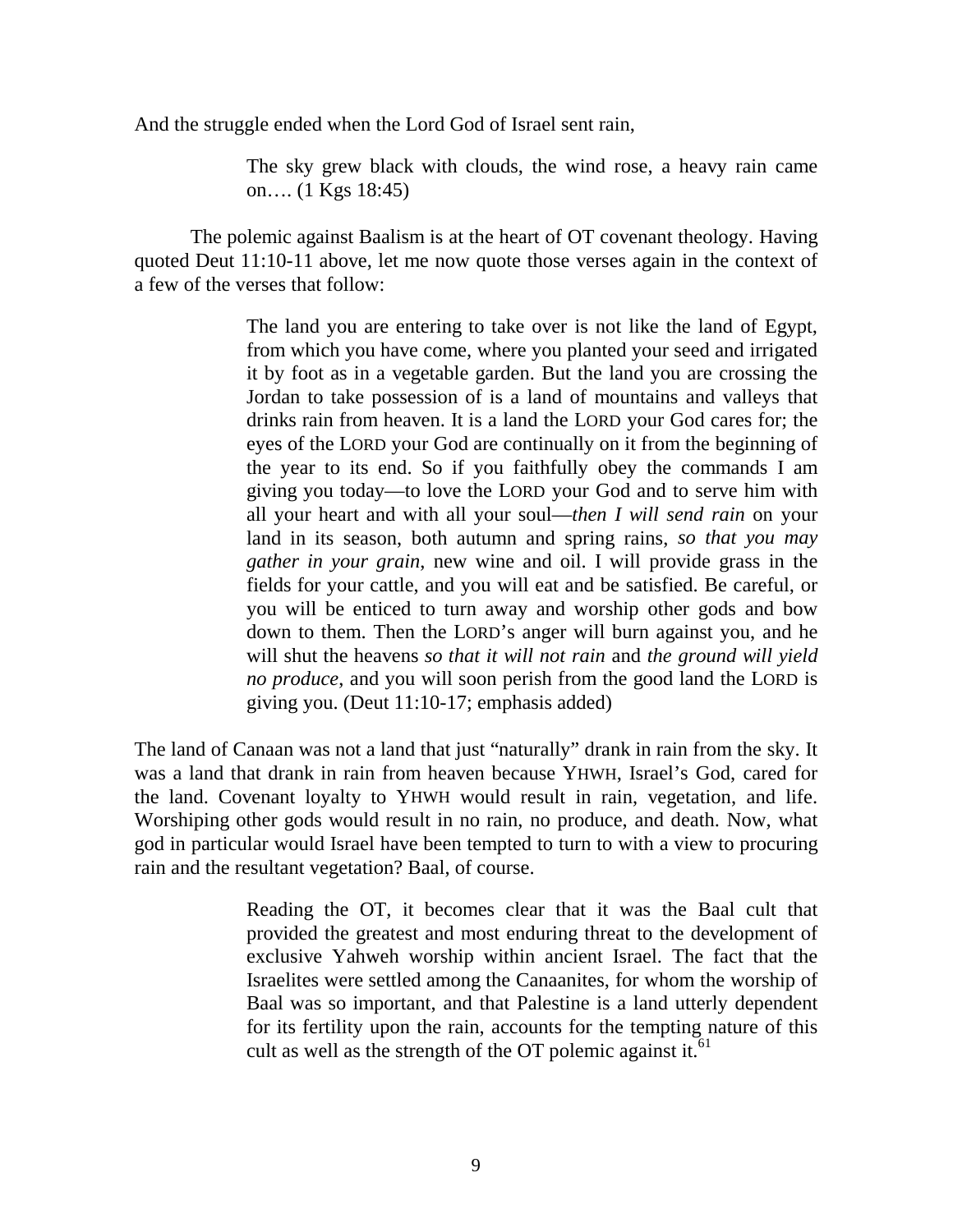And the struggle ended when the Lord God of Israel sent rain,

> The sky grew black with clouds, the wind rose, a heavy rain came on…. (1 Kgs 18:45)

The polemic against Baalism is at the heart of OT covenant theology. Having quoted Deut 11:10-11 above, let me now quote those verses again in the context of a few of the verses that follow:

> The land you are entering to take over is not like the land of Egypt, from which you have come, where you planted your seed and irrigated it by foot as in a vegetable garden. But the land you are crossing the Jordan to take possession of is a land of mountains and valleys that drinks rain from heaven. It is a land the LORD your God cares for; the eyes of the LORD your God are continually on it from the beginning of the year to its end. So if you faithfully obey the commands I am giving you today—to love the LORD your God and to serve him with all your heart and with all your soul—*then I will send rain* on your land in its season, both autumn and spring rains, *so that you may gather in your grain*, new wine and oil. I will provide grass in the fields for your cattle, and you will eat and be satisfied. Be careful, or you will be enticed to turn away and worship other gods and bow down to them. Then the LORD's anger will burn against you, and he will shut the heavens *so that it will not rain* and *the ground will yield no produce*, and you will soon perish from the good land the LORD is giving you. (Deut 11:10-17; emphasis added)

The land of Canaan was not a land that just "naturally" drank in rain from the sky. It was a land that drank in rain from heaven because YHWH, Israel's God, cared for the land. Covenant loyalty to YHWH would result in rain, vegetation, and life. Worshiping other gods would result in no rain, no produce, and death. Now, what god in particular would Israel have been tempted to turn to with a view to procuring rain and the resultant vegetation? Baal, of course.

> Reading the OT, it becomes clear that it was the Baal cult that provided the greatest and most enduring threat to the development of exclusive Yahweh worship within ancient Israel. The fact that the Israelites were settled among the Canaanites, for whom the worship of Baal was so important, and that Palestine is a land utterly dependent for its fertility upon the rain, accounts for the tempting nature of this cult as well as the strength of the OT polemic against it.[61]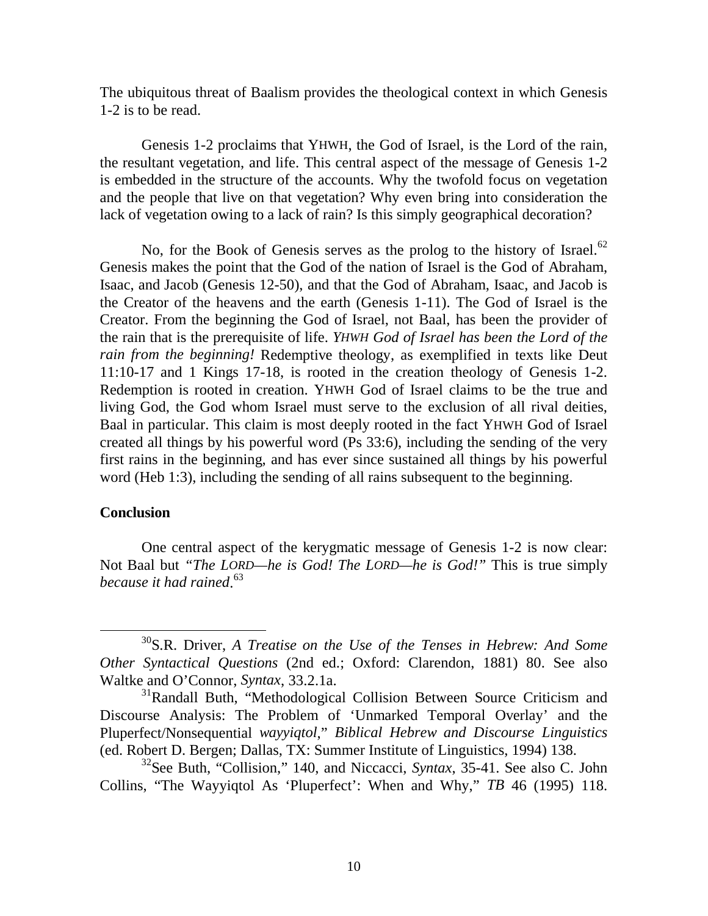The ubiquitous threat of Baalism provides the theological context in which Genesis 1-2 is to be read.

Genesis 1-2 proclaims that YHWH, the God of Israel, is the Lord of the rain, the resultant vegetation, and life. This central aspect of the message of Genesis 1-2 is embedded in the structure of the accounts. Why the twofold focus on vegetation and the people that live on that vegetation? Why even bring into consideration the lack of vegetation owing to a lack of rain? Is this simply geographical decoration?

No, for the Book of Genesis serves as the prolog to the history of Israel.[62] Genesis makes the point that the God of the nation of Israel is the God of Abraham, Isaac, and Jacob (Genesis 12-50), and that the God of Abraham, Isaac, and Jacob is the Creator of the heavens and the earth (Genesis 1-11). The God of Israel is the Creator. From the beginning the God of Israel, not Baal, has been the provider of the rain that is the prerequisite of life. *YHWH God of Israel has been the Lord of the rain from the beginning!* Redemptive theology, as exemplified in texts like Deut 11:10-17 and 1 Kings 17-18, is rooted in the creation theology of Genesis 1-2. Redemption is rooted in creation. YHWH God of Israel claims to be the true and living God, the God whom Israel must serve to the exclusion of all rival deities, Baal in particular. This claim is most deeply rooted in the fact YHWH God of Israel created all things by his powerful word (Ps 33:6), including the sending of the very first rains in the beginning, and has ever since sustained all things by his powerful word (Heb 1:3), including the sending of all rains subsequent to the beginning.

## Conclusion

One central aspect of the kerygmatic message of Genesis 1-2 is now clear: Not Baal but *"The LORD—he is God! The LORD—he is God!"* This is true simply *because it had rained*.[63]

---

[30]S.R. Driver, *A Treatise on the Use of the Tenses in Hebrew: And Some Other Syntactical Questions* (2nd ed.; Oxford: Clarendon, 1881) 80. See also Waltke and O'Connor, *Syntax*, 33.2.1a.

[31]Randall Buth, "Methodological Collision Between Source Criticism and Discourse Analysis: The Problem of 'Unmarked Temporal Overlay' and the Pluperfect/Nonsequential *wayyiqtol*," *Biblical Hebrew and Discourse Linguistics* (ed. Robert D. Bergen; Dallas, TX: Summer Institute of Linguistics, 1994) 138.

[32]See Buth, "Collision," 140, and Niccacci, *Syntax*, 35-41. See also C. John Collins, "The Wayyiqtol As 'Pluperfect': When and Why," *TB* 46 (1995) 118.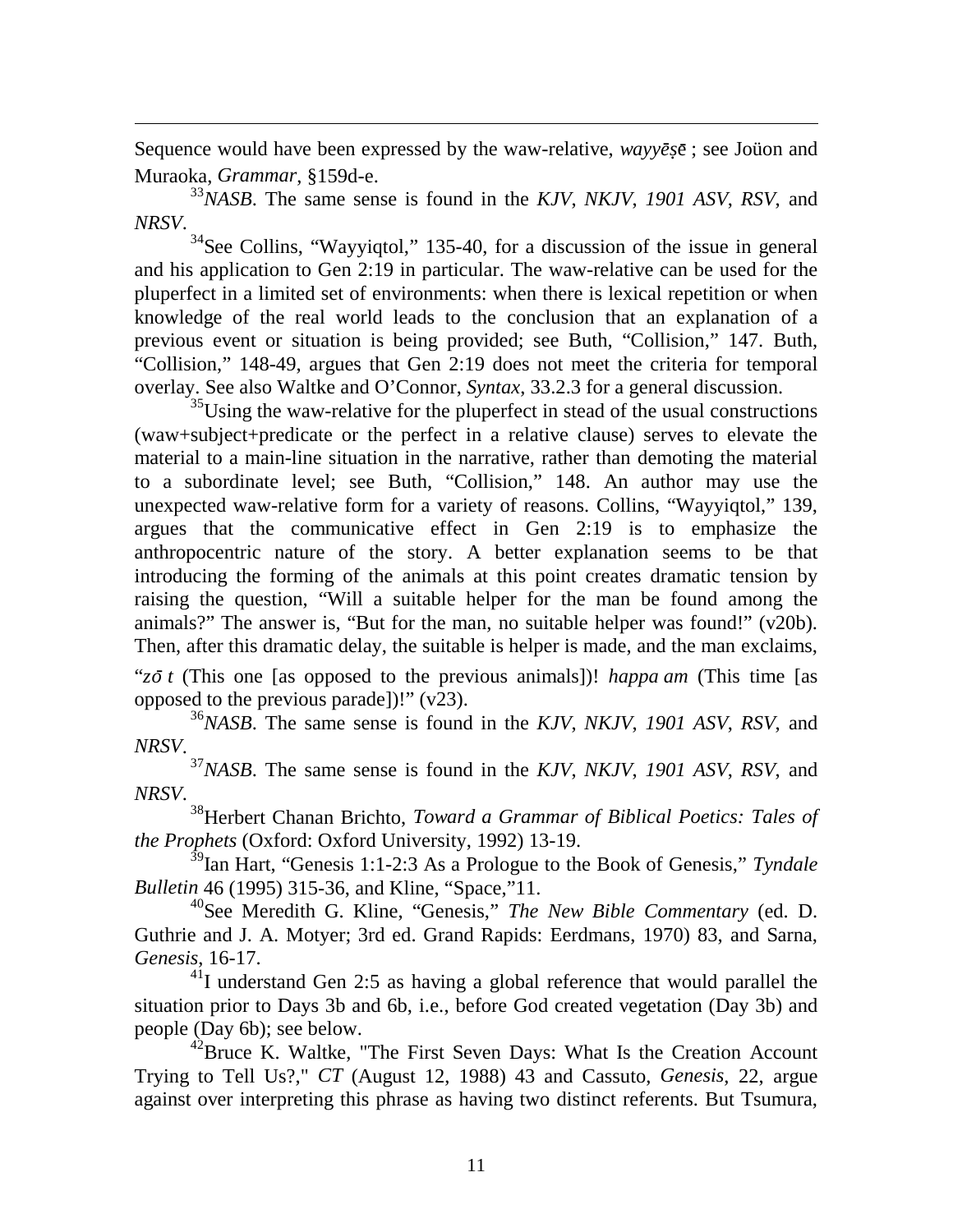Sequence would have been expressed by the waw-relative, *wayyēṣē* ; see Joüon and Muraoka, *Grammar*, §159d-e.

[33]*NASB*. The same sense is found in the *KJV*, *NKJV*, *1901 ASV*, *RSV*, and *NRSV*.

[34]See Collins, "Wayyiqtol," 135-40, for a discussion of the issue in general and his application to Gen 2:19 in particular. The waw-relative can be used for the pluperfect in a limited set of environments: when there is lexical repetition or when knowledge of the real world leads to the conclusion that an explanation of a previous event or situation is being provided; see Buth, "Collision," 147. Buth, "Collision," 148-49, argues that Gen 2:19 does not meet the criteria for temporal overlay. See also Waltke and O'Connor, *Syntax*, 33.2.3 for a general discussion.

[35]Using the waw-relative for the pluperfect in stead of the usual constructions (waw+subject+predicate or the perfect in a relative clause) serves to elevate the material to a main-line situation in the narrative, rather than demoting the material to a subordinate level; see Buth, "Collision," 148. An author may use the unexpected waw-relative form for a variety of reasons. Collins, "Wayyiqtol," 139, argues that the communicative effect in Gen 2:19 is to emphasize the anthropocentric nature of the story. A better explanation seems to be that introducing the forming of the animals at this point creates dramatic tension by raising the question, "Will a suitable helper for the man be found among the animals?" The answer is, "But for the man, no suitable helper was found!" (v20b). Then, after this dramatic delay, the suitable is helper is made, and the man exclaims, "*zō t* (This one [as opposed to the previous animals])! *happa am* (This time [as opposed to the previous parade])!" (v23).

[36]*NASB*. The same sense is found in the *KJV*, *NKJV*, *1901 ASV*, *RSV*, and *NRSV*.

[37]*NASB*. The same sense is found in the *KJV*, *NKJV*, *1901 ASV*, *RSV*, and *NRSV*.

[38]Herbert Chanan Brichto, *Toward a Grammar of Biblical Poetics: Tales of the Prophets* (Oxford: Oxford University, 1992) 13-19.

[39]Ian Hart, "Genesis 1:1-2:3 As a Prologue to the Book of Genesis," *Tyndale Bulletin* 46 (1995) 315-36, and Kline, "Space,"11.

[40]See Meredith G. Kline, "Genesis," *The New Bible Commentary* (ed. D. Guthrie and J. A. Motyer; 3rd ed. Grand Rapids: Eerdmans, 1970) 83, and Sarna, *Genesis*, 16-17.

[41]I understand Gen 2:5 as having a global reference that would parallel the situation prior to Days 3b and 6b, i.e., before God created vegetation (Day 3b) and people (Day 6b); see below.

[42]Bruce K. Waltke, "The First Seven Days: What Is the Creation Account Trying to Tell Us?," *CT* (August 12, 1988) 43 and Cassuto, *Genesis*, 22, argue against over interpreting this phrase as having two distinct referents. But Tsumura,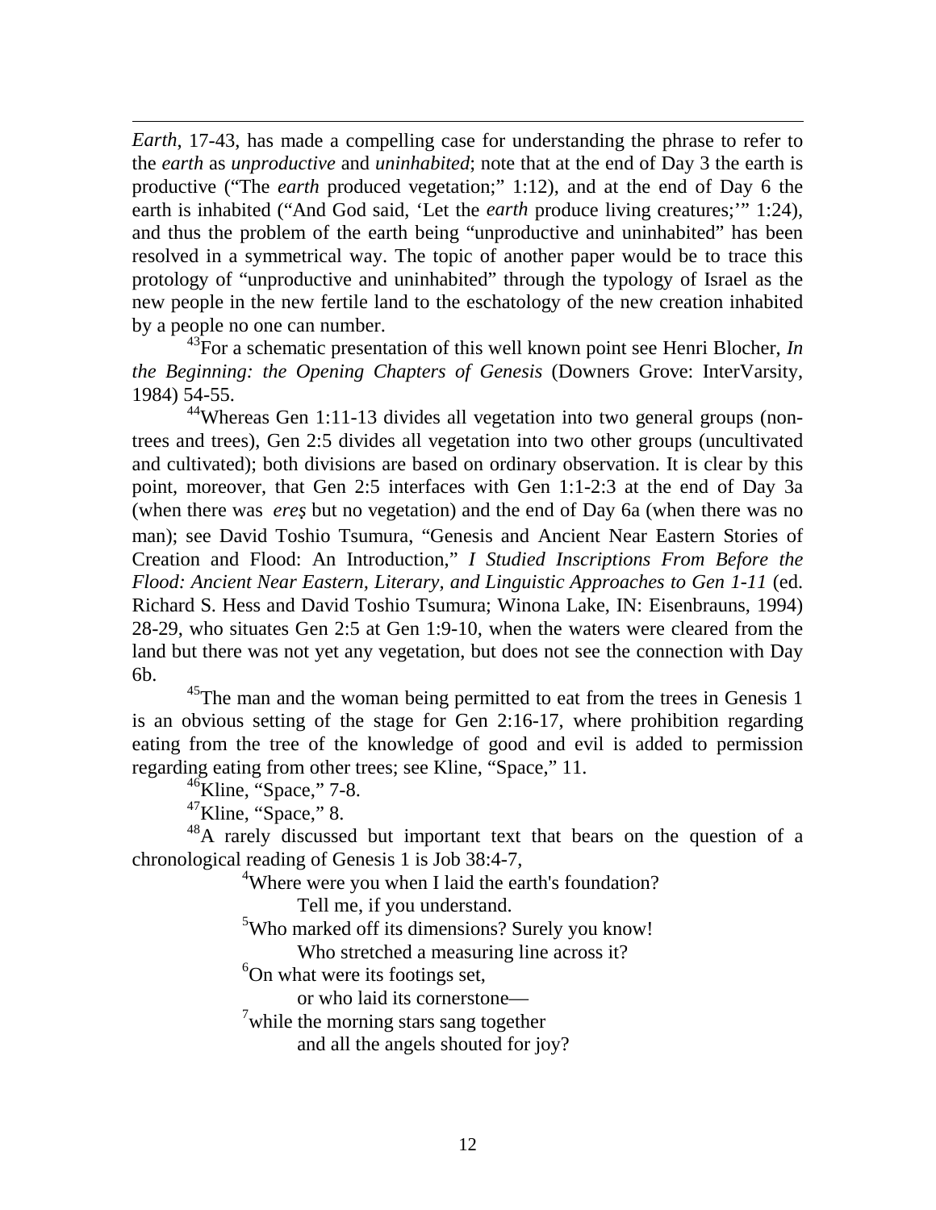*Earth*, 17-43, has made a compelling case for understanding the phrase to refer to the *earth* as *unproductive* and *uninhabited*; note that at the end of Day 3 the earth is productive ("The *earth* produced vegetation;" 1:12), and at the end of Day 6 the earth is inhabited ("And God said, 'Let the *earth* produce living creatures;'" 1:24), and thus the problem of the earth being "unproductive and uninhabited" has been resolved in a symmetrical way. The topic of another paper would be to trace this protology of "unproductive and uninhabited" through the typology of Israel as the new people in the new fertile land to the eschatology of the new creation inhabited by a people no one can number.

[43]For a schematic presentation of this well known point see Henri Blocher, *In the Beginning: the Opening Chapters of Genesis* (Downers Grove: InterVarsity, 1984) 54-55.

[44]Whereas Gen 1:11-13 divides all vegetation into two general groups (non-trees and trees), Gen 2:5 divides all vegetation into two other groups (uncultivated and cultivated); both divisions are based on ordinary observation. It is clear by this point, moreover, that Gen 2:5 interfaces with Gen 1:1-2:3 at the end of Day 3a (when there was *ereṣ* but no vegetation) and the end of Day 6a (when there was no man); see David Toshio Tsumura, "Genesis and Ancient Near Eastern Stories of Creation and Flood: An Introduction," *I Studied Inscriptions From Before the Flood: Ancient Near Eastern, Literary, and Linguistic Approaches to Gen 1-11* (ed. Richard S. Hess and David Toshio Tsumura; Winona Lake, IN: Eisenbrauns, 1994) 28-29, who situates Gen 2:5 at Gen 1:9-10, when the waters were cleared from the land but there was not yet any vegetation, but does not see the connection with Day 6b.

[45]The man and the woman being permitted to eat from the trees in Genesis 1 is an obvious setting of the stage for Gen 2:16-17, where prohibition regarding eating from the tree of the knowledge of good and evil is added to permission regarding eating from other trees; see Kline, "Space," 11.

[46]Kline, "Space," 7-8.

[47]Kline, "Space," 8.

[48]A rarely discussed but important text that bears on the question of a chronological reading of Genesis 1 is Job 38:4-7,

> [4]Where were you when I laid the earth's foundation?
> Tell me, if you understand.
> [5]Who marked off its dimensions? Surely you know!
> Who stretched a measuring line across it?
> [6]On what were its footings set,
> or who laid its cornerstone—
> [7]while the morning stars sang together
> and all the angels shouted for joy?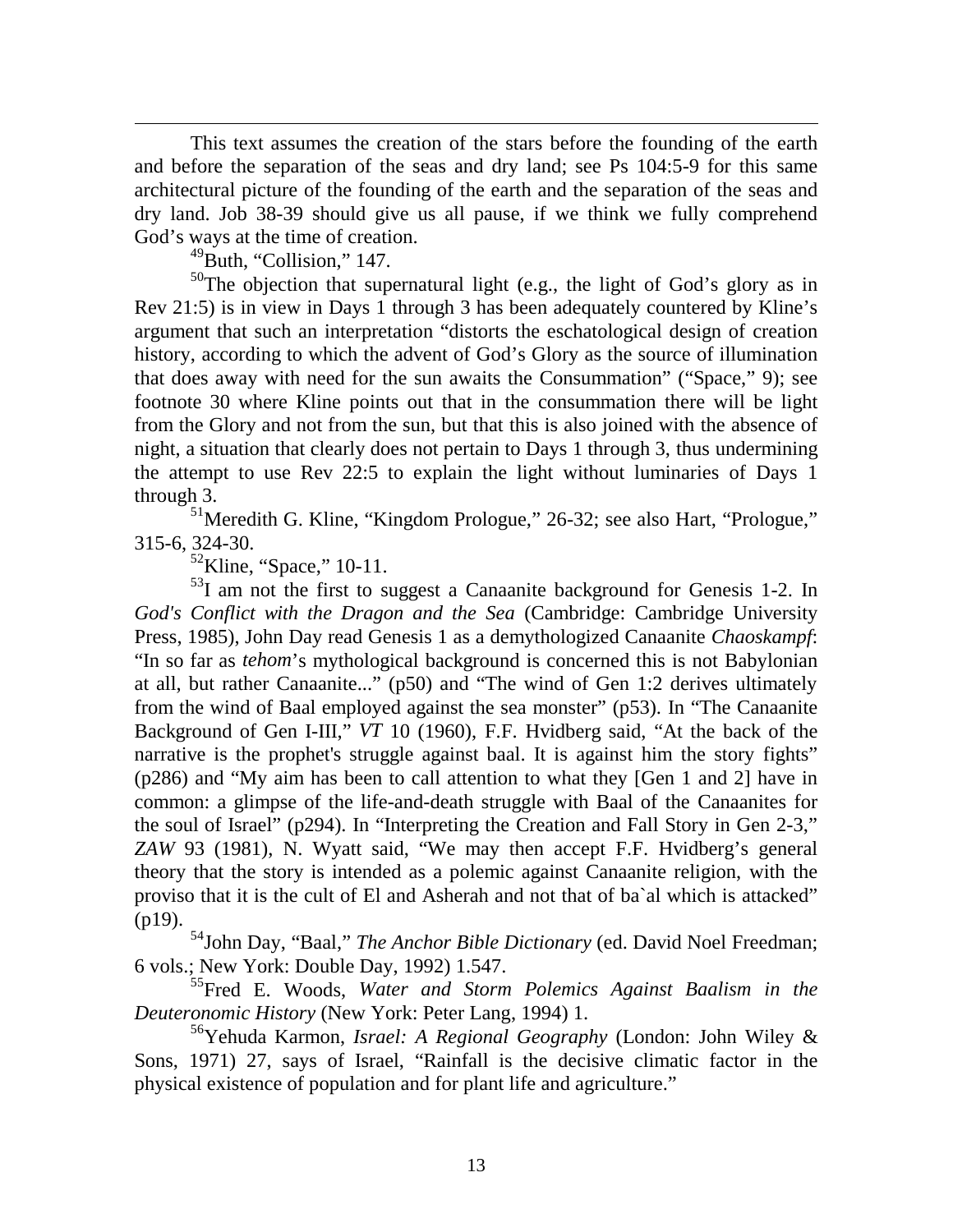This text assumes the creation of the stars before the founding of the earth and before the separation of the seas and dry land; see Ps 104:5-9 for this same architectural picture of the founding of the earth and the separation of the seas and dry land. Job 38-39 should give us all pause, if we think we fully comprehend God's ways at the time of creation.

[49]Buth, "Collision," 147.

[50]The objection that supernatural light (e.g., the light of God's glory as in Rev 21:5) is in view in Days 1 through 3 has been adequately countered by Kline's argument that such an interpretation "distorts the eschatological design of creation history, according to which the advent of God's Glory as the source of illumination that does away with need for the sun awaits the Consummation" ("Space," 9); see footnote 30 where Kline points out that in the consummation there will be light from the Glory and not from the sun, but that this is also joined with the absence of night, a situation that clearly does not pertain to Days 1 through 3, thus undermining the attempt to use Rev 22:5 to explain the light without luminaries of Days 1 through 3.

[51]Meredith G. Kline, "Kingdom Prologue," 26-32; see also Hart, "Prologue," 315-6, 324-30.

[52]Kline, "Space," 10-11.

[53]I am not the first to suggest a Canaanite background for Genesis 1-2. In *God's Conflict with the Dragon and the Sea* (Cambridge: Cambridge University Press, 1985), John Day read Genesis 1 as a demythologized Canaanite *Chaoskampf*: "In so far as *tehom*'s mythological background is concerned this is not Babylonian at all, but rather Canaanite..." (p50) and "The wind of Gen 1:2 derives ultimately from the wind of Baal employed against the sea monster" (p53). In "The Canaanite Background of Gen I-III," *VT* 10 (1960), F.F. Hvidberg said, "At the back of the narrative is the prophet's struggle against baal. It is against him the story fights" (p286) and "My aim has been to call attention to what they [Gen 1 and 2] have in common: a glimpse of the life-and-death struggle with Baal of the Canaanites for the soul of Israel" (p294). In "Interpreting the Creation and Fall Story in Gen 2-3," *ZAW* 93 (1981), N. Wyatt said, "We may then accept F.F. Hvidberg's general theory that the story is intended as a polemic against Canaanite religion, with the proviso that it is the cult of El and Asherah and not that of ba`al which is attacked" (p19).

[54]John Day, "Baal," *The Anchor Bible Dictionary* (ed. David Noel Freedman; 6 vols.; New York: Double Day, 1992) 1.547.

[55]Fred E. Woods, *Water and Storm Polemics Against Baalism in the Deuteronomic History* (New York: Peter Lang, 1994) 1.

[56]Yehuda Karmon, *Israel: A Regional Geography* (London: John Wiley & Sons, 1971) 27, says of Israel, "Rainfall is the decisive climatic factor in the physical existence of population and for plant life and agriculture."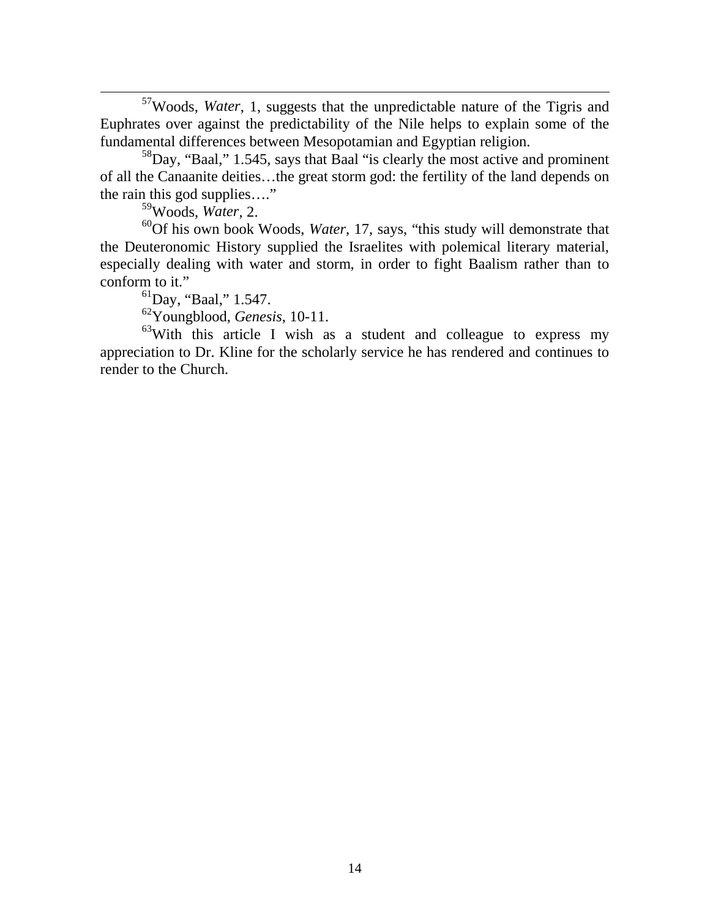[57]Woods, *Water*, 1, suggests that the unpredictable nature of the Tigris and Euphrates over against the predictability of the Nile helps to explain some of the fundamental differences between Mesopotamian and Egyptian religion.

[58]Day, "Baal," 1.545, says that Baal "is clearly the most active and prominent of all the Canaanite deities…the great storm god: the fertility of the land depends on the rain this god supplies…."

[59]Woods, *Water*, 2.

[60]Of his own book Woods, *Water*, 17, says, "this study will demonstrate that the Deuteronomic History supplied the Israelites with polemical literary material, especially dealing with water and storm, in order to fight Baalism rather than to conform to it."

[61]Day, "Baal," 1.547.

[62]Youngblood, *Genesis*, 10-11.

[63]With this article I wish as a student and colleague to express my appreciation to Dr. Kline for the scholarly service he has rendered and continues to render to the Church.